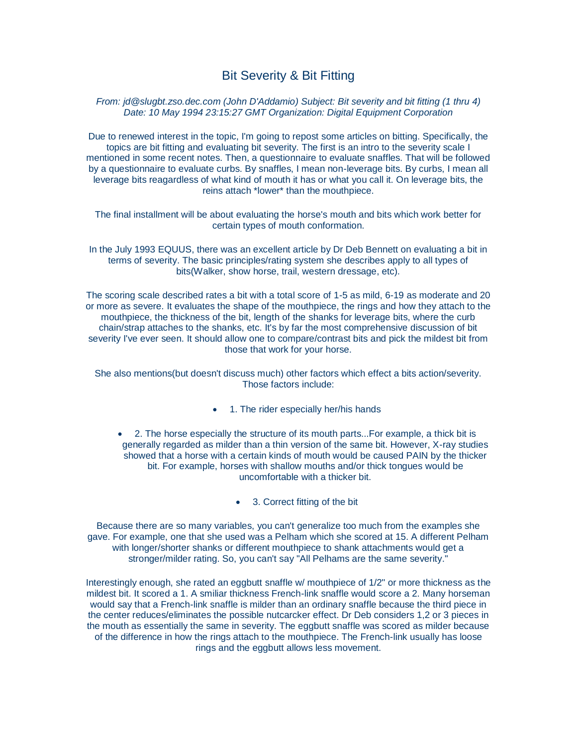# Bit Severity & Bit Fitting

*From: jd@slugbt.zso.dec.com (John D'Addamio) Subject: Bit severity and bit fitting (1 thru 4) Date: 10 May 1994 23:15:27 GMT Organization: Digital Equipment Corporation*

Due to renewed interest in the topic, I'm going to repost some articles on bitting. Specifically, the topics are bit fitting and evaluating bit severity. The first is an intro to the severity scale I mentioned in some recent notes. Then, a questionnaire to evaluate snaffles. That will be followed by a questionnaire to evaluate curbs. By snaffles, I mean non-leverage bits. By curbs, I mean all leverage bits reagardless of what kind of mouth it has or what you call it. On leverage bits, the reins attach *lower* than the mouthpiece.

The final installment will be about evaluating the horse's mouth and bits which work better for certain types of mouth conformation.

In the July 1993 EQUUS, there was an excellent article by Dr Deb Bennett on evaluating a bit in terms of severity. The basic principles/rating system she describes apply to all types of bits(Walker, show horse, trail, western dressage, etc).

The scoring scale described rates a bit with a total score of 1-5 as mild, 6-19 as moderate and 20 or more as severe. It evaluates the shape of the mouthpiece, the rings and how they attach to the mouthpiece, the thickness of the bit, length of the shanks for leverage bits, where the curb chain/strap attaches to the shanks, etc. It's by far the most comprehensive discussion of bit severity I've ever seen. It should allow one to compare/contrast bits and pick the mildest bit from those that work for your horse.

She also mentions(but doesn't discuss much) other factors which effect a bits action/severity. Those factors include:

- 1. The rider especially her/his hands
- 2. The horse especially the structure of its mouth parts...For example, a thick bit is generally regarded as milder than a thin version of the same bit. However, X-ray studies showed that a horse with a certain kinds of mouth would be caused PAIN by the thicker bit. For example, horses with shallow mouths and/or thick tongues would be uncomfortable with a thicker bit.
- 3. Correct fitting of the bit

Because there are so many variables, you can't generalize too much from the examples she gave. For example, one that she used was a Pelham which she scored at 15. A different Pelham with longer/shorter shanks or different mouthpiece to shank attachments would get a stronger/milder rating. So, you can't say "All Pelhams are the same severity."

Interestingly enough, she rated an eggbutt snaffle w/ mouthpiece of 1/2" or more thickness as the mildest bit. It scored a 1. A smiliar thickness French-link snaffle would score a 2. Many horseman would say that a French-link snaffle is milder than an ordinary snaffle because the third piece in the center reduces/eliminates the possible nutcarcker effect. Dr Deb considers 1,2 or 3 pieces in the mouth as essentially the same in severity. The eggbutt snaffle was scored as milder because of the difference in how the rings attach to the mouthpiece. The French-link usually has loose rings and the eggbutt allows less movement.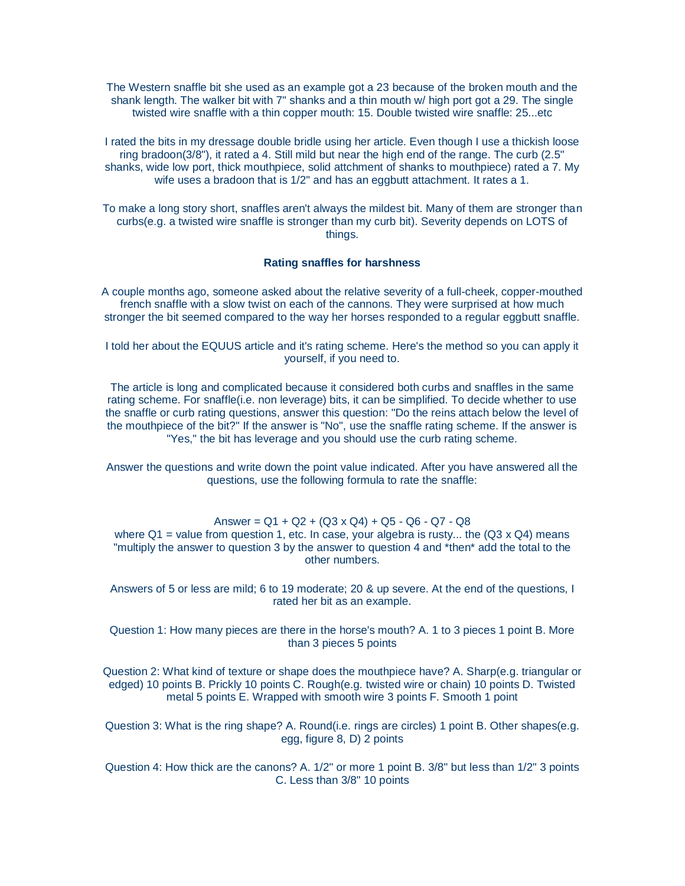The Western snaffle bit she used as an example got a 23 because of the broken mouth and the shank length. The walker bit with 7" shanks and a thin mouth w/ high port got a 29. The single twisted wire snaffle with a thin copper mouth: 15. Double twisted wire snaffle: 25...etc

I rated the bits in my dressage double bridle using her article. Even though I use a thickish loose ring bradoon(3/8"), it rated a 4. Still mild but near the high end of the range. The curb (2.5" shanks, wide low port, thick mouthpiece, solid attchment of shanks to mouthpiece) rated a 7. My wife uses a bradoon that is 1/2" and has an eggbutt attachment. It rates a 1.

To make a long story short, snaffles aren't always the mildest bit. Many of them are stronger than curbs(e.g. a twisted wire snaffle is stronger than my curb bit). Severity depends on LOTS of things.

**Rating snaffles for harshness**

A couple months ago, someone asked about the relative severity of a full-cheek, copper-mouthed french snaffle with a slow twist on each of the cannons. They were surprised at how much stronger the bit seemed compared to the way her horses responded to a regular eggbutt snaffle.

I told her about the EQUUS article and it's rating scheme. Here's the method so you can apply it yourself, if you need to.

The article is long and complicated because it considered both curbs and snaffles in the same rating scheme. For snaffle(i.e. non leverage) bits, it can be simplified. To decide whether to use the snaffle or curb rating questions, answer this question: "Do the reins attach below the level of the mouthpiece of the bit?" If the answer is "No", use the snaffle rating scheme. If the answer is "Yes," the bit has leverage and you should use the curb rating scheme.

Answer the questions and write down the point value indicated. After you have answered all the questions, use the following formula to rate the snaffle:

$$\text{Answer} = Q1 + Q2 + (Q3 \times Q4) + Q5 - Q6 - Q7 - Q8$$

where Q1 = value from question 1, etc. In case, your algebra is rusty... the (Q3 x Q4) means "multiply the answer to question 3 by the answer to question 4 and *then* add the total to the other numbers.

Answers of 5 or less are mild; 6 to 19 moderate; 20 & up severe. At the end of the questions, I rated her bit as an example.

Question 1: How many pieces are there in the horse's mouth? A. 1 to 3 pieces 1 point B. More than 3 pieces 5 points

Question 2: What kind of texture or shape does the mouthpiece have? A. Sharp(e.g. triangular or edged) 10 points B. Prickly 10 points C. Rough(e.g. twisted wire or chain) 10 points D. Twisted metal 5 points E. Wrapped with smooth wire 3 points F. Smooth 1 point

Question 3: What is the ring shape? A. Round(i.e. rings are circles) 1 point B. Other shapes(e.g. egg, figure 8, D) 2 points

Question 4: How thick are the canons? A. 1/2" or more 1 point B. 3/8" but less than 1/2" 3 points C. Less than 3/8" 10 points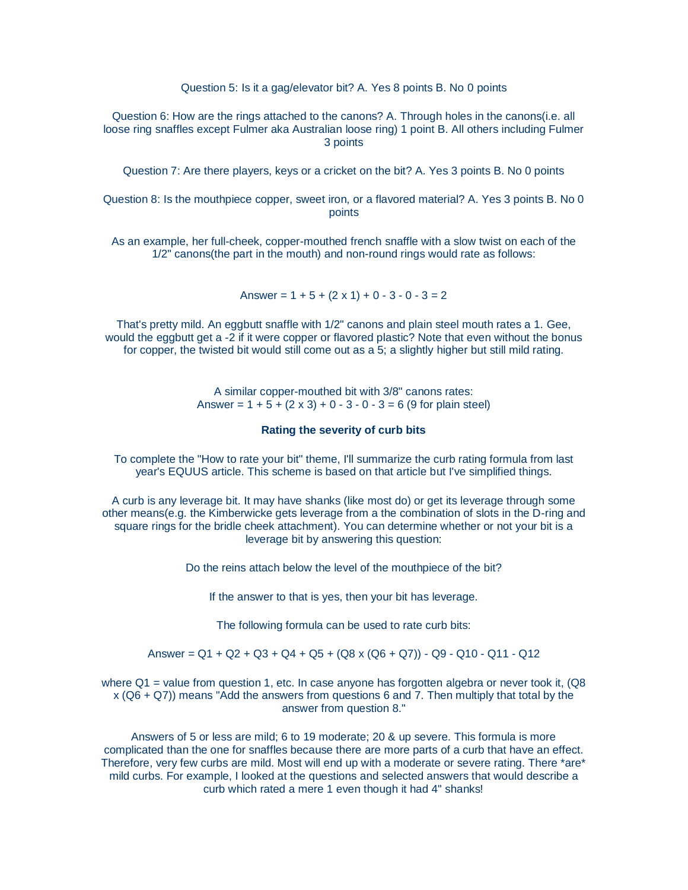Question 5: Is it a gag/elevator bit? A. Yes 8 points B. No 0 points

Question 6: How are the rings attached to the canons? A. Through holes in the canons(i.e. all loose ring snaffles except Fulmer aka Australian loose ring) 1 point B. All others including Fulmer 3 points

Question 7: Are there players, keys or a cricket on the bit? A. Yes 3 points B. No 0 points

Question 8: Is the mouthpiece copper, sweet iron, or a flavored material? A. Yes 3 points B. No 0 points

As an example, her full-cheek, copper-mouthed french snaffle with a slow twist on each of the 1/2" canons(the part in the mouth) and non-round rings would rate as follows:

Answer = 1 + 5 + (2 x 1) + 0 - 3 - 0 - 3 = 2

That's pretty mild. An eggbutt snaffle with 1/2" canons and plain steel mouth rates a 1. Gee, would the eggbutt get a -2 if it were copper or flavored plastic? Note that even without the bonus for copper, the twisted bit would still come out as a 5; a slightly higher but still mild rating.

A similar copper-mouthed bit with 3/8" canons rates:
Answer = 1 + 5 + (2 x 3) + 0 - 3 - 0 - 3 = 6 (9 for plain steel)

**Rating the severity of curb bits**

To complete the "How to rate your bit" theme, I'll summarize the curb rating formula from last year's EQUUS article. This scheme is based on that article but I've simplified things.

A curb is any leverage bit. It may have shanks (like most do) or get its leverage through some other means(e.g. the Kimberwicke gets leverage from a the combination of slots in the D-ring and square rings for the bridle cheek attachment). You can determine whether or not your bit is a leverage bit by answering this question:

Do the reins attach below the level of the mouthpiece of the bit?

If the answer to that is yes, then your bit has leverage.

The following formula can be used to rate curb bits:

Answer = Q1 + Q2 + Q3 + Q4 + Q5 + (Q8 x (Q6 + Q7)) - Q9 - Q10 - Q11 - Q12

where Q1 = value from question 1, etc. In case anyone has forgotten algebra or never took it, (Q8 x (Q6 + Q7)) means "Add the answers from questions 6 and 7. Then multiply that total by the answer from question 8."

Answers of 5 or less are mild; 6 to 19 moderate; 20 & up severe. This formula is more complicated than the one for snaffles because there are more parts of a curb that have an effect. Therefore, very few curbs are mild. Most will end up with a moderate or severe rating. There *are* mild curbs. For example, I looked at the questions and selected answers that would describe a curb which rated a mere 1 even though it had 4" shanks!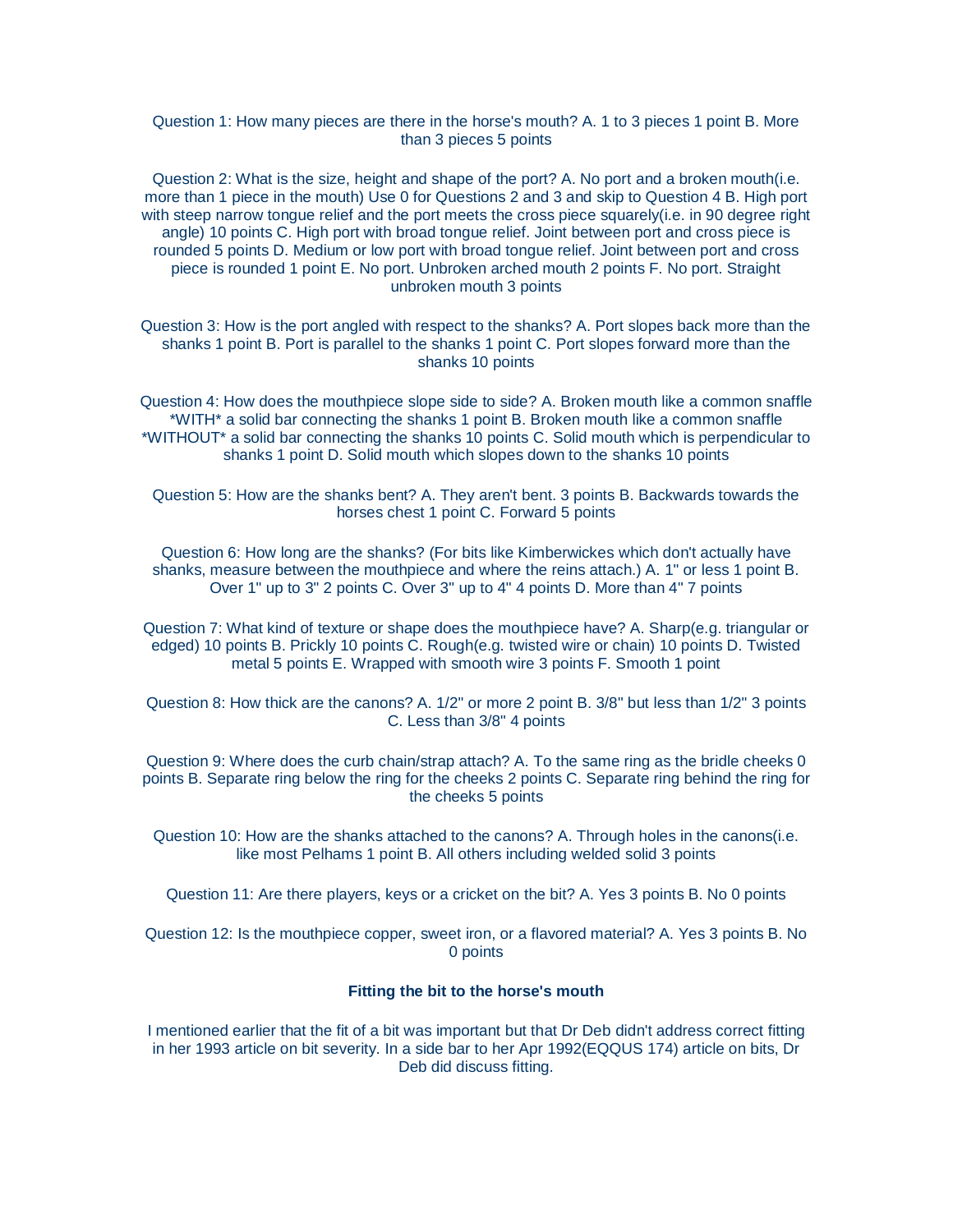Question 1: How many pieces are there in the horse's mouth? A. 1 to 3 pieces 1 point B. More than 3 pieces 5 points

Question 2: What is the size, height and shape of the port? A. No port and a broken mouth(i.e. more than 1 piece in the mouth) Use 0 for Questions 2 and 3 and skip to Question 4 B. High port with steep narrow tongue relief and the port meets the cross piece squarely(i.e. in 90 degree right angle) 10 points C. High port with broad tongue relief. Joint between port and cross piece is rounded 5 points D. Medium or low port with broad tongue relief. Joint between port and cross piece is rounded 1 point E. No port. Unbroken arched mouth 2 points F. No port. Straight unbroken mouth 3 points

Question 3: How is the port angled with respect to the shanks? A. Port slopes back more than the shanks 1 point B. Port is parallel to the shanks 1 point C. Port slopes forward more than the shanks 10 points

Question 4: How does the mouthpiece slope side to side? A. Broken mouth like a common snaffle *WITH* a solid bar connecting the shanks 1 point B. Broken mouth like a common snaffle *WITHOUT* a solid bar connecting the shanks 10 points C. Solid mouth which is perpendicular to shanks 1 point D. Solid mouth which slopes down to the shanks 10 points

Question 5: How are the shanks bent? A. They aren't bent. 3 points B. Backwards towards the horses chest 1 point C. Forward 5 points

Question 6: How long are the shanks? (For bits like Kimberwickes which don't actually have shanks, measure between the mouthpiece and where the reins attach.) A. 1" or less 1 point B. Over 1" up to 3" 2 points C. Over 3" up to 4" 4 points D. More than 4" 7 points

Question 7: What kind of texture or shape does the mouthpiece have? A. Sharp(e.g. triangular or edged) 10 points B. Prickly 10 points C. Rough(e.g. twisted wire or chain) 10 points D. Twisted metal 5 points E. Wrapped with smooth wire 3 points F. Smooth 1 point

Question 8: How thick are the canons? A. 1/2" or more 2 point B. 3/8" but less than 1/2" 3 points C. Less than 3/8" 4 points

Question 9: Where does the curb chain/strap attach? A. To the same ring as the bridle cheeks 0 points B. Separate ring below the ring for the cheeks 2 points C. Separate ring behind the ring for the cheeks 5 points

Question 10: How are the shanks attached to the canons? A. Through holes in the canons(i.e. like most Pelhams 1 point B. All others including welded solid 3 points

Question 11: Are there players, keys or a cricket on the bit? A. Yes 3 points B. No 0 points

Question 12: Is the mouthpiece copper, sweet iron, or a flavored material? A. Yes 3 points B. No 0 points

**Fitting the bit to the horse's mouth**

I mentioned earlier that the fit of a bit was important but that Dr Deb didn't address correct fitting in her 1993 article on bit severity. In a side bar to her Apr 1992(EQQUS 174) article on bits, Dr Deb did discuss fitting.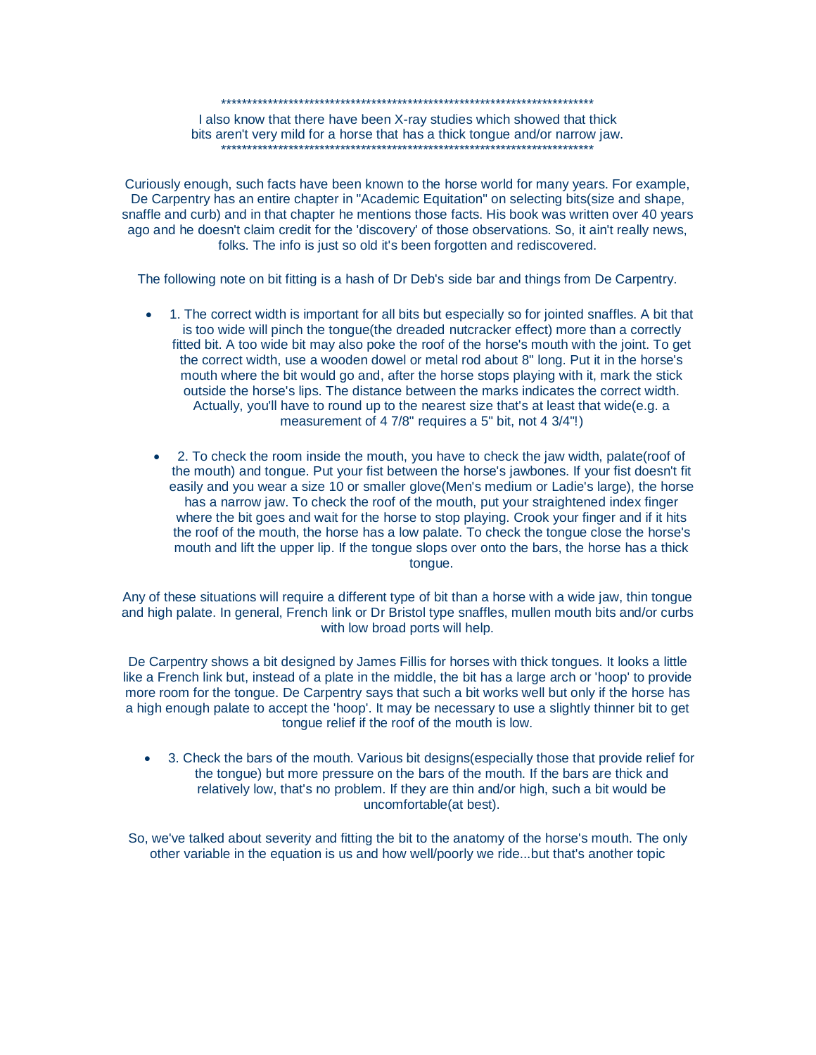**************************************************************************

I also know that there have been X-ray studies which showed that thick bits aren't very mild for a horse that has a thick tongue and/or narrow jaw.

**************************************************************************

Curiously enough, such facts have been known to the horse world for many years. For example, De Carpentry has an entire chapter in "Academic Equitation" on selecting bits(size and shape, snaffle and curb) and in that chapter he mentions those facts. His book was written over 40 years ago and he doesn't claim credit for the 'discovery' of those observations. So, it ain't really news, folks. The info is just so old it's been forgotten and rediscovered.

The following note on bit fitting is a hash of Dr Deb's side bar and things from De Carpentry.

- 1. The correct width is important for all bits but especially so for jointed snaffles. A bit that is too wide will pinch the tongue(the dreaded nutcracker effect) more than a correctly fitted bit. A too wide bit may also poke the roof of the horse's mouth with the joint. To get the correct width, use a wooden dowel or metal rod about 8" long. Put it in the horse's mouth where the bit would go and, after the horse stops playing with it, mark the stick outside the horse's lips. The distance between the marks indicates the correct width. Actually, you'll have to round up to the nearest size that's at least that wide(e.g. a measurement of 4 7/8" requires a 5" bit, not 4 3/4"!)

- 2. To check the room inside the mouth, you have to check the jaw width, palate(roof of the mouth) and tongue. Put your fist between the horse's jawbones. If your fist doesn't fit easily and you wear a size 10 or smaller glove(Men's medium or Ladie's large), the horse has a narrow jaw. To check the roof of the mouth, put your straightened index finger where the bit goes and wait for the horse to stop playing. Crook your finger and if it hits the roof of the mouth, the horse has a low palate. To check the tongue close the horse's mouth and lift the upper lip. If the tongue slops over onto the bars, the horse has a thick tongue.

Any of these situations will require a different type of bit than a horse with a wide jaw, thin tongue and high palate. In general, French link or Dr Bristol type snaffles, mullen mouth bits and/or curbs with low broad ports will help.

De Carpentry shows a bit designed by James Fillis for horses with thick tongues. It looks a little like a French link but, instead of a plate in the middle, the bit has a large arch or 'hoop' to provide more room for the tongue. De Carpentry says that such a bit works well but only if the horse has a high enough palate to accept the 'hoop'. It may be necessary to use a slightly thinner bit to get tongue relief if the roof of the mouth is low.

- 3. Check the bars of the mouth. Various bit designs(especially those that provide relief for the tongue) but more pressure on the bars of the mouth. If the bars are thick and relatively low, that's no problem. If they are thin and/or high, such a bit would be uncomfortable(at best).

So, we've talked about severity and fitting the bit to the anatomy of the horse's mouth. The only other variable in the equation is us and how well/poorly we ride...but that's another topic